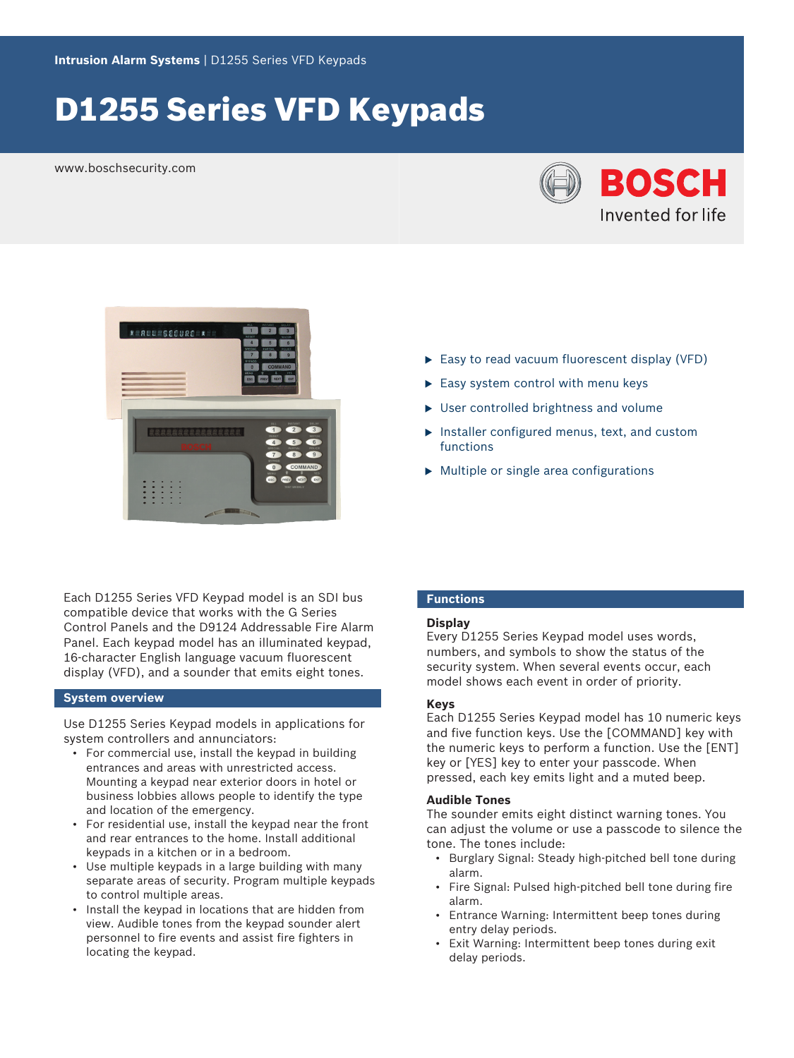Intrusion Alarm Systems | D1255 Series VFD Keypads

# D1255 Series VFD Keypads

www.boschsecurity.com

- Easy to read vacuum fluorescent display (VFD)
- Easy system control with menu keys
- User controlled brightness and volume
- Installer configured menus, text, and custom functions
- Multiple or single area configurations

Each D1255 Series VFD Keypad model is an SDI bus compatible device that works with the G Series Control Panels and the D9124 Addressable Fire Alarm Panel. Each keypad model has an illuminated keypad, 16-character English language vacuum fluorescent display (VFD), and a sounder that emits eight tones.

## System overview

Use D1255 Series Keypad models in applications for system controllers and annunciators:

- For commercial use, install the keypad in building entrances and areas with unrestricted access. Mounting a keypad near exterior doors in hotel or business lobbies allows people to identify the type and location of the emergency.
- For residential use, install the keypad near the front and rear entrances to the home. Install additional keypads in a kitchen or in a bedroom.
- Use multiple keypads in a large building with many separate areas of security. Program multiple keypads to control multiple areas.
- Install the keypad in locations that are hidden from view. Audible tones from the keypad sounder alert personnel to fire events and assist fire fighters in locating the keypad.

## Functions

### Display

Every D1255 Series Keypad model uses words, numbers, and symbols to show the status of the security system. When several events occur, each model shows each event in order of priority.

### Keys

Each D1255 Series Keypad model has 10 numeric keys and five function keys. Use the [COMMAND] key with the numeric keys to perform a function. Use the [ENT] key or [YES] key to enter your passcode. When pressed, each key emits light and a muted beep.

### Audible Tones

The sounder emits eight distinct warning tones. You can adjust the volume or use a passcode to silence the tone. The tones include:

- Burglary Signal: Steady high-pitched bell tone during alarm.
- Fire Signal: Pulsed high-pitched bell tone during fire alarm.
- Entrance Warning: Intermittent beep tones during entry delay periods.
- Exit Warning: Intermittent beep tones during exit delay periods.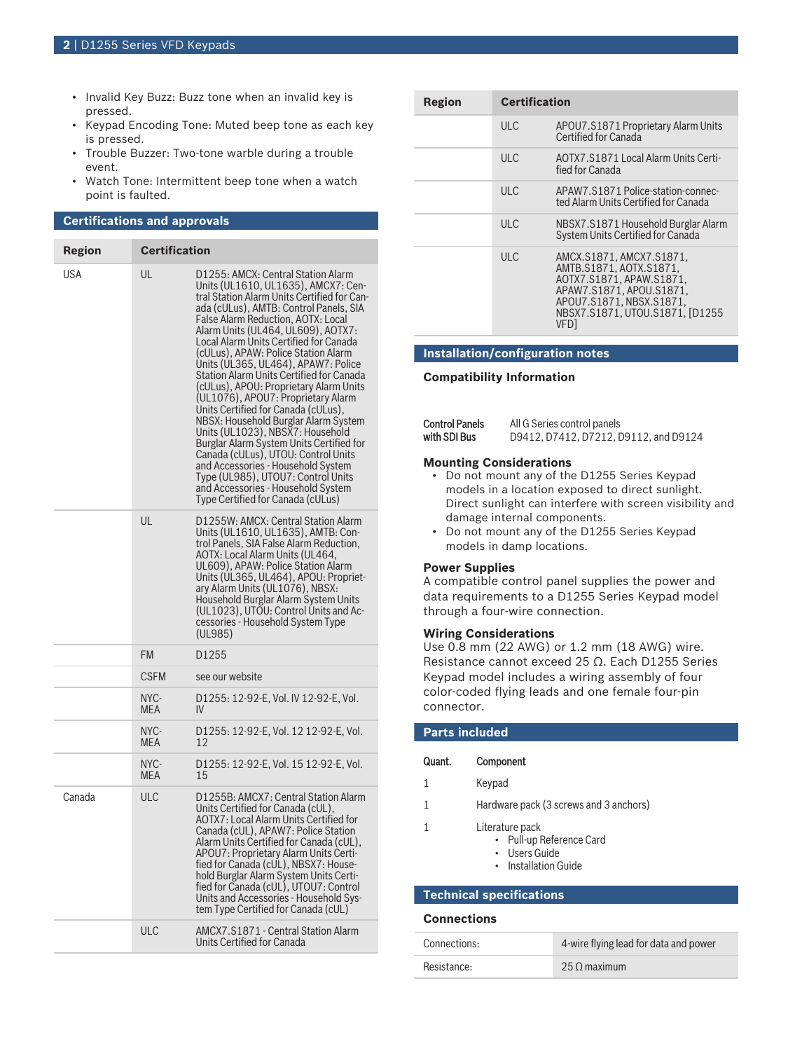- Invalid Key Buzz: Buzz tone when an invalid key is pressed.
- Keypad Encoding Tone: Muted beep tone as each key is pressed.
- Trouble Buzzer: Two-tone warble during a trouble event.
- Watch Tone: Intermittent beep tone when a watch point is faulted.

## Certifications and approvals

| Region | Certification | |
|---|---|---|
| USA | UL | D1255: AMCX: Central Station Alarm Units (UL1610, UL1635), AMCX7: Central Station Alarm Units Certified for Canada (cULus), AMTB: Control Panels, SIA False Alarm Reduction, AOTX: Local Alarm Units (UL464, UL609), AOTX7: Local Alarm Units Certified for Canada (cULus), APAW: Police Station Alarm Units (UL365, UL464), APAW7: Police Station Alarm Units Certified for Canada (cULus), APOU: Proprietary Alarm Units (UL1076), APOU7: Proprietary Alarm Units Certified for Canada (cULus), NBSX: Household Burglar Alarm System Units (UL1023), NBSX7: Household Burglar Alarm System Units Certified for Canada (cULus), UTOU: Control Units and Accessories - Household System Type (UL985), UTOU7: Control Units and Accessories - Household System Type Certified for Canada (cULus) |
| | UL | D1255W: AMCX: Central Station Alarm Units (UL1610, UL1635), AMTB: Control Panels, SIA False Alarm Reduction, AOTX: Local Alarm Units (UL464, UL609), APAW: Police Station Alarm Units (UL365, UL464), APOU: Proprietary Alarm Units (UL1076), NBSX: Household Burglar Alarm System Units (UL1023), UTOU: Control Units and Accessories - Household System Type (UL985) |
| | FM | D1255 |
| | CSFM | see our website |
| | NYC-MEA | D1255: 12-92-E, Vol. IV 12-92-E, Vol. IV |
| | NYC-MEA | D1255: 12-92-E, Vol. 12 12-92-E, Vol. 12 |
| | NYC-MEA | D1255: 12-92-E, Vol. 15 12-92-E, Vol. 15 |
| Canada | ULC | D1255B: AMCX7: Central Station Alarm Units Certified for Canada (cUL), AOTX7: Local Alarm Units Certified for Canada (cUL), APAW7: Police Station Alarm Units Certified for Canada (cUL), APOU7: Proprietary Alarm Units Certified for Canada (cUL), NBSX7: Household Burglar Alarm System Units Certified for Canada (cUL), UTOU7: Control Units and Accessories - Household System Type Certified for Canada (cUL) |
| | ULC | AMCX7.S1871 - Central Station Alarm Units Certified for Canada |
| | ULC | APOU7.S1871 Proprietary Alarm Units Certified for Canada |
| | ULC | AOTX7.S1871 Local Alarm Units Certified for Canada |
| | ULC | APAW7.S1871 Police-station-connected Alarm Units Certified for Canada |
| | ULC | NBSX7.S1871 Household Burglar Alarm System Units Certified for Canada |
| | ULC | AMCX.S1871, AMCX7.S1871, AMTB.S1871, AOTX.S1871, AOTX7.S1871, APAW.S1871, APAW7.S1871, APOU.S1871, APOU7.S1871, NBSX.S1871, NBSX7.S1871, UTOU.S1871, [D1255 VFD] |

## Installation/configuration notes

### Compatibility Information

| | |
|---|---|
| **Control Panels with SDI Bus** | All G Series control panels D9412, D7412, D7212, D9112, and D9124 |

### Mounting Considerations

- Do not mount any of the D1255 Series Keypad models in a location exposed to direct sunlight. Direct sunlight can interfere with screen visibility and damage internal components.
- Do not mount any of the D1255 Series Keypad models in damp locations.

### Power Supplies

A compatible control panel supplies the power and data requirements to a D1255 Series Keypad model through a four-wire connection.

### Wiring Considerations

Use 0.8 mm (22 AWG) or 1.2 mm (18 AWG) wire. Resistance cannot exceed 25 Ω. Each D1255 Series Keypad model includes a wiring assembly of four color-coded flying leads and one female four-pin connector.

## Parts included

| Quant. | Component |
|---|---|
| 1 | Keypad |
| 1 | Hardware pack (3 screws and 3 anchors) |
| 1 | Literature pack<br>• Pull-up Reference Card<br>• Users Guide<br>• Installation Guide |

## Technical specifications

### Connections

| | |
|---|---|
| Connections: | 4-wire flying lead for data and power |
| Resistance: | 25 Ω maximum |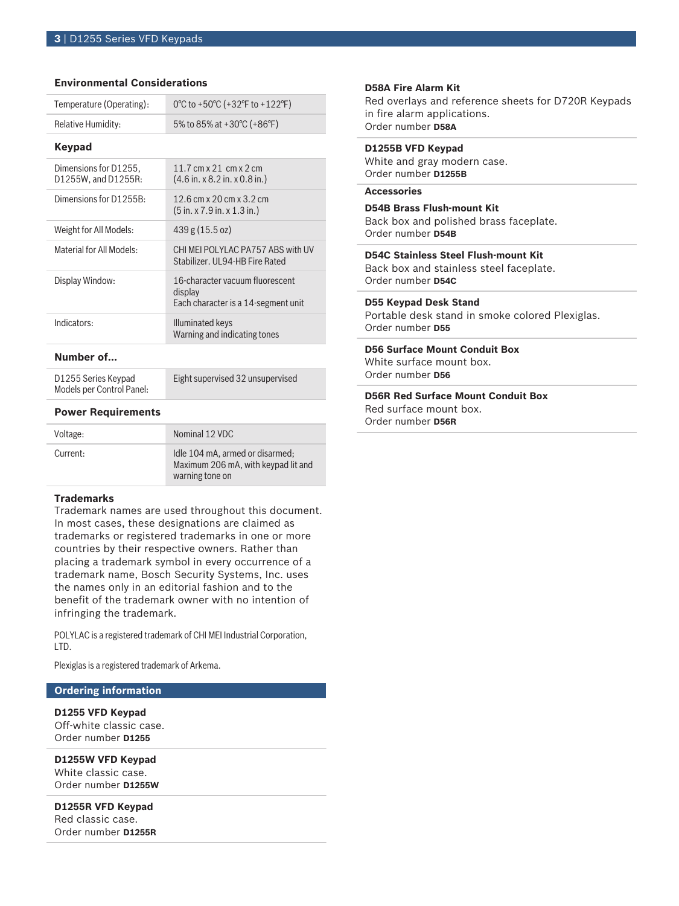### Environmental Considerations

| | |
|---|---|
| Temperature (Operating): | 0°C to +50°C (+32°F to +122°F) |
| Relative Humidity: | 5% to 85% at +30°C (+86°F) |

### Keypad

| | |
|---|---|
| Dimensions for D1255, D1255W, and D1255R: | 11.7 cm x 21 cm x 2 cm (4.6 in. x 8.2 in. x 0.8 in.) |
| Dimensions for D1255B: | 12.6 cm x 20 cm x 3.2 cm (5 in. x 7.9 in. x 1.3 in.) |
| Weight for All Models: | 439 g (15.5 oz) |
| Material for All Models: | CHI MEI POLYLAC PA757 ABS with UV Stabilizer. UL94-HB Fire Rated |
| Display Window: | 16-character vacuum fluorescent display<br>Each character is a 14-segment unit |
| Indicators: | Illuminated keys<br>Warning and indicating tones |

### Number of...

| | |
|---|---|
| D1255 Series Keypad Models per Control Panel: | Eight supervised 32 unsupervised |

### Power Requirements

| | |
|---|---|
| Voltage: | Nominal 12 VDC |
| Current: | Idle 104 mA, armed or disarmed; Maximum 206 mA, with keypad lit and warning tone on |

### Trademarks

Trademark names are used throughout this document. In most cases, these designations are claimed as trademarks or registered trademarks in one or more countries by their respective owners. Rather than placing a trademark symbol in every occurrence of a trademark name, Bosch Security Systems, Inc. uses the names only in an editorial fashion and to the benefit of the trademark owner with no intention of infringing the trademark.

POLYLAC is a registered trademark of CHI MEI Industrial Corporation, LTD.

Plexiglas is a registered trademark of Arkema.

## Ordering information

**D1255 VFD Keypad**
Off-white classic case.
Order number **D1255**

**D1255W VFD Keypad**
White classic case.
Order number **D1255W**

**D1255R VFD Keypad**
Red classic case.
Order number **D1255R**

**D58A Fire Alarm Kit**
Red overlays and reference sheets for D720R Keypads in fire alarm applications.
Order number **D58A**

**D1255B VFD Keypad**
White and gray modern case.
Order number **D1255B**

### Accessories

**D54B Brass Flush-mount Kit**
Back box and polished brass faceplate.
Order number **D54B**

**D54C Stainless Steel Flush-mount Kit**
Back box and stainless steel faceplate.
Order number **D54C**

**D55 Keypad Desk Stand**
Portable desk stand in smoke colored Plexiglas.
Order number **D55**

**D56 Surface Mount Conduit Box**
White surface mount box.
Order number **D56**

**D56R Red Surface Mount Conduit Box**
Red surface mount box.
Order number **D56R**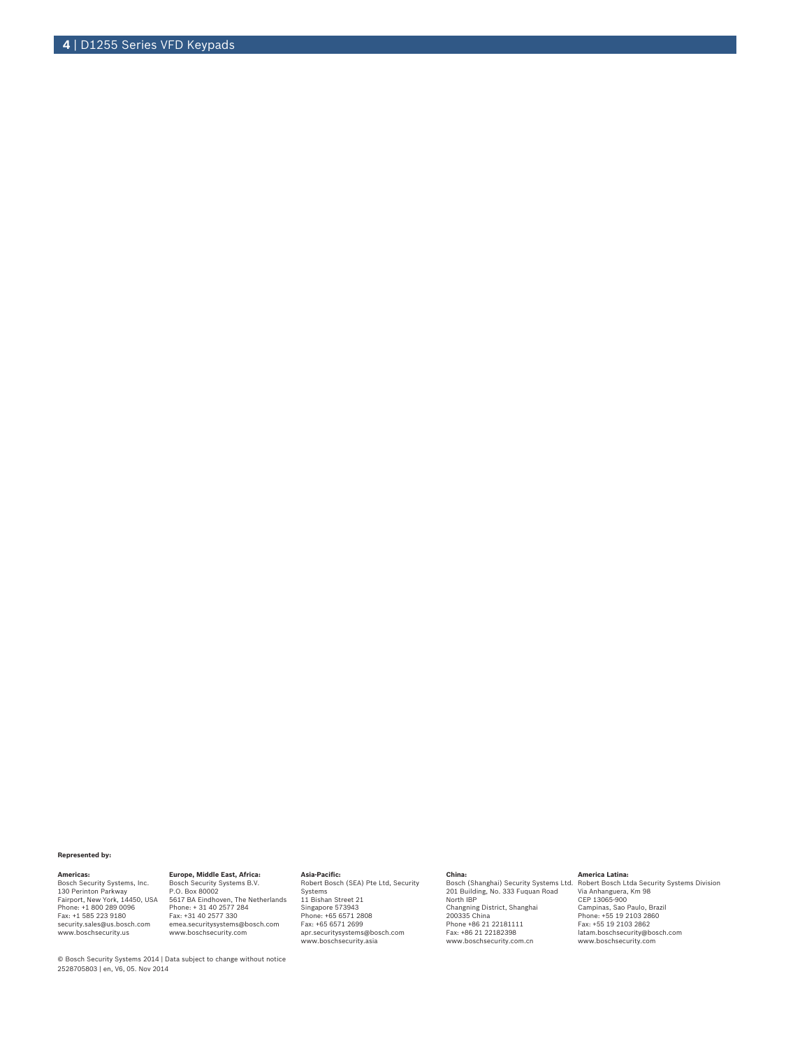**Represented by:**

**Americas:**
Bosch Security Systems, Inc.
130 Perinton Parkway
Fairport, New York, 14450, USA
Phone: +1 800 289 0096
Fax: +1 585 223 9180
security.sales@us.bosch.com
www.boschsecurity.us

**Europe, Middle East, Africa:**
Bosch Security Systems B.V.
P.O. Box 80002
5617 BA Eindhoven, The Netherlands
Phone: + 31 40 2577 284
Fax: +31 40 2577 330
emea.securitysystems@bosch.com
www.boschsecurity.com

**Asia-Pacific:**
Robert Bosch (SEA) Pte Ltd, Security Systems
11 Bishan Street 21
Singapore 573943
Phone: +65 6571 2808
Fax: +65 6571 2699
apr.securitysystems@bosch.com
www.boschsecurity.asia

**China:**
Bosch (Shanghai) Security Systems Ltd.
201 Building, No. 333 Fuquan Road
North IBP
Changning District, Shanghai
200335 China
Phone +86 21 22181111
Fax: +86 21 22182398
www.boschsecurity.com.cn

**America Latina:**
Robert Bosch Ltda Security Systems Division
Via Anhanguera, Km 98
CEP 13065-900
Campinas, Sao Paulo, Brazil
Phone: +55 19 2103 2860
Fax: +55 19 2103 2862
latam.boschsecurity@bosch.com
www.boschsecurity.com

© Bosch Security Systems 2014 | Data subject to change without notice
2528705803 | en, V6, 05. Nov 2014